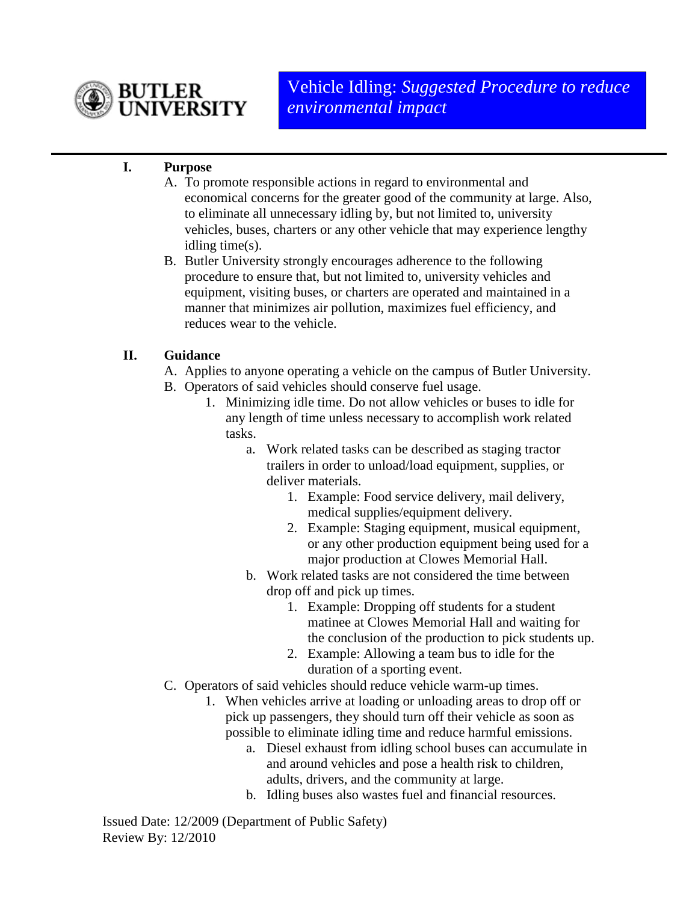BUTLER UNIVERSITY

# Vehicle Idling: *Suggested Procedure to reduce environmental impact*

---

## I. Purpose

A. To promote responsible actions in regard to environmental and economical concerns for the greater good of the community at large. Also, to eliminate all unnecessary idling by, but not limited to, university vehicles, buses, charters or any other vehicle that may experience lengthy idling time(s).

B. Butler University strongly encourages adherence to the following procedure to ensure that, but not limited to, university vehicles and equipment, visiting buses, or charters are operated and maintained in a manner that minimizes air pollution, maximizes fuel efficiency, and reduces wear to the vehicle.

## II. Guidance

A. Applies to anyone operating a vehicle on the campus of Butler University.

B. Operators of said vehicles should conserve fuel usage.

1. Minimizing idle time. Do not allow vehicles or buses to idle for any length of time unless necessary to accomplish work related tasks.
    a. Work related tasks can be described as staging tractor trailers in order to unload/load equipment, supplies, or deliver materials.
        1. Example: Food service delivery, mail delivery, medical supplies/equipment delivery.
        2. Example: Staging equipment, musical equipment, or any other production equipment being used for a major production at Clowes Memorial Hall.
    b. Work related tasks are not considered the time between drop off and pick up times.
        1. Example: Dropping off students for a student matinee at Clowes Memorial Hall and waiting for the conclusion of the production to pick students up.
        2. Example: Allowing a team bus to idle for the duration of a sporting event.

C. Operators of said vehicles should reduce vehicle warm-up times.

1. When vehicles arrive at loading or unloading areas to drop off or pick up passengers, they should turn off their vehicle as soon as possible to eliminate idling time and reduce harmful emissions.
    a. Diesel exhaust from idling school buses can accumulate in and around vehicles and pose a health risk to children, adults, drivers, and the community at large.
    b. Idling buses also wastes fuel and financial resources.

Issued Date: 12/2009 (Department of Public Safety)
Review By: 12/2010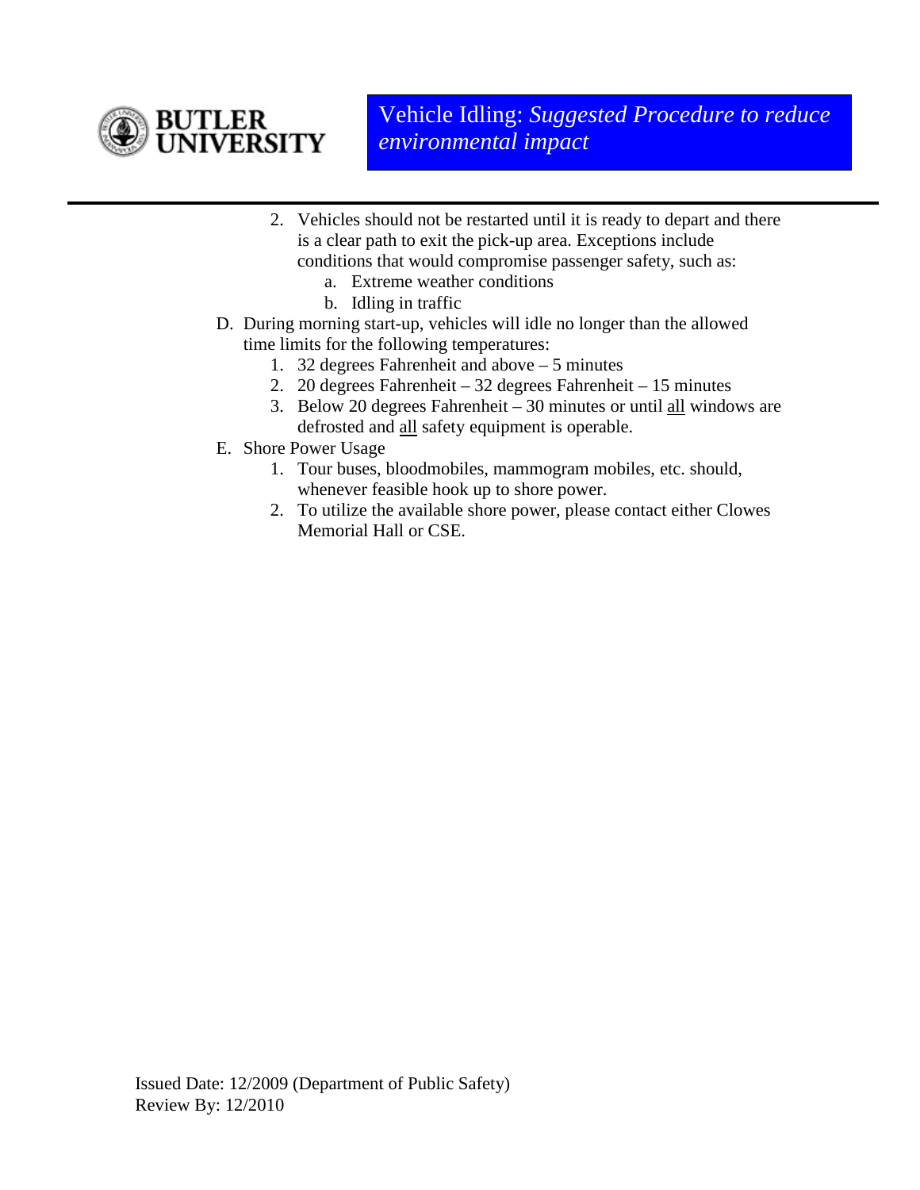2. Vehicles should not be restarted until it is ready to depart and there is a clear path to exit the pick-up area. Exceptions include conditions that would compromise passenger safety, such as:
    a. Extreme weather conditions
    b. Idling in traffic

D. During morning start-up, vehicles will idle no longer than the allowed time limits for the following temperatures:
    1. 32 degrees Fahrenheit and above – 5 minutes
    2. 20 degrees Fahrenheit – 32 degrees Fahrenheit – 15 minutes
    3. Below 20 degrees Fahrenheit – 30 minutes or until <u>all</u> windows are defrosted and <u>all</u> safety equipment is operable.

E. Shore Power Usage
    1. Tour buses, bloodmobiles, mammogram mobiles, etc. should, whenever feasible hook up to shore power.
    2. To utilize the available shore power, please contact either Clowes Memorial Hall or CSE.

Issued Date: 12/2009 (Department of Public Safety)
Review By: 12/2010